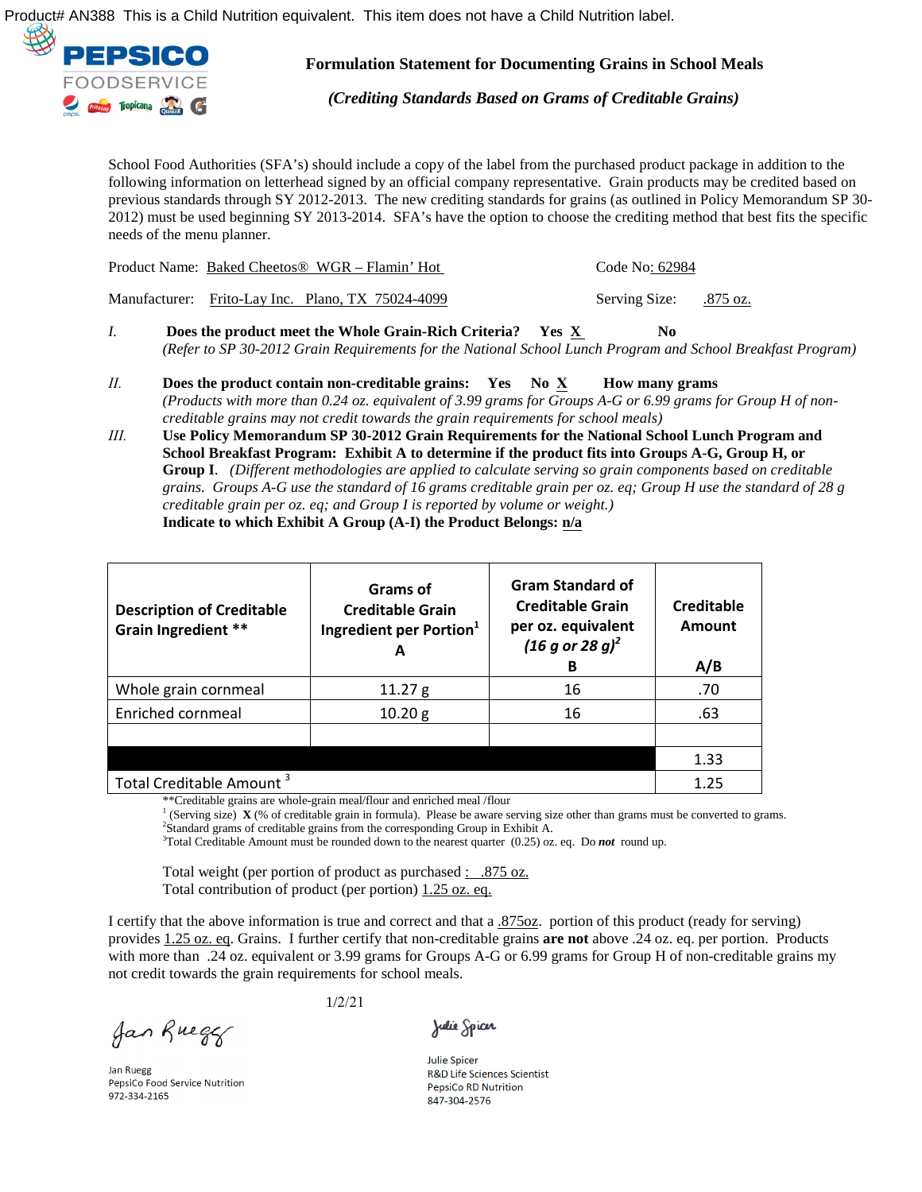Product# AN388 This is a Child Nutrition equivalent. This item does not have a Child Nutrition label.

PEPSICO FOODSERVICE

# Formulation Statement for Documenting Grains in School Meals

*(Crediting Standards Based on Grams of Creditable Grains)*

School Food Authorities (SFA's) should include a copy of the label from the purchased product package in addition to the following information on letterhead signed by an official company representative. Grain products may be credited based on previous standards through SY 2012-2013. The new crediting standards for grains (as outlined in Policy Memorandum SP 30-2012) must be used beginning SY 2013-2014. SFA's have the option to choose the crediting method that best fits the specific needs of the menu planner.

Product Name: Baked Cheetos® WGR – Flamin' Hot     Code No: 62984

Manufacturer: Frito-Lay Inc. Plano, TX 75024-4099     Serving Size: .875 oz.

*I.* **Does the product meet the Whole Grain-Rich Criteria? Yes X No**
*(Refer to SP 30-2012 Grain Requirements for the National School Lunch Program and School Breakfast Program)*

*II.* **Does the product contain non-creditable grains: Yes No X How many grams**
*(Products with more than 0.24 oz. equivalent of 3.99 grams for Groups A-G or 6.99 grams for Group H of non-creditable grains may not credit towards the grain requirements for school meals)*

*III.* **Use Policy Memorandum SP 30-2012 Grain Requirements for the National School Lunch Program and School Breakfast Program: Exhibit A to determine if the product fits into Groups A-G, Group H, or Group I.** *(Different methodologies are applied to calculate serving so grain components based on creditable grains. Groups A-G use the standard of 16 grams creditable grain per oz. eq; Group H use the standard of 28 g creditable grain per oz. eq; and Group I is reported by volume or weight.)*
**Indicate to which Exhibit A Group (A-I) the Product Belongs: n/a**

| Description of Creditable Grain Ingredient ** | Grams of Creditable Grain Ingredient per Portion[1] A | Gram Standard of Creditable Grain per oz. equivalent (16 g or 28 g)[2] B | Creditable Amount A/B |
|---|---|---|---|
| Whole grain cornmeal | 11.27 g | 16 | .70 |
| Enriched cornmeal | 10.20 g | 16 | .63 |
| | | | |
| | | | 1.33 |
| Total Creditable Amount [3] | | | 1.25 |

**Creditable grains are whole-grain meal/flour and enriched meal /flour
[1] (Serving size) **X** (% of creditable grain in formula). Please be aware serving size other than grams must be converted to grams.
[2]Standard grams of creditable grains from the corresponding Group in Exhibit A.
[3]Total Creditable Amount must be rounded down to the nearest quarter (0.25) oz. eq. Do ***not*** round up.

Total weight (per portion of product as purchased : .875 oz.
Total contribution of product (per portion) 1.25 oz. eq.

I certify that the above information is true and correct and that a .875oz. portion of this product (ready for serving) provides 1.25 oz. eq. Grains. I further certify that non-creditable grains **are not** above .24 oz. eq. per portion. Products with more than .24 oz. equivalent or 3.99 grams for Groups A-G or 6.99 grams for Group H of non-creditable grains my not credit towards the grain requirements for school meals.

1/2/21

Jan Ruegg
PepsiCo Food Service Nutrition
972-334-2165

Julie Spicer
R&D Life Sciences Scientist
PepsiCo RD Nutrition
847-304-2576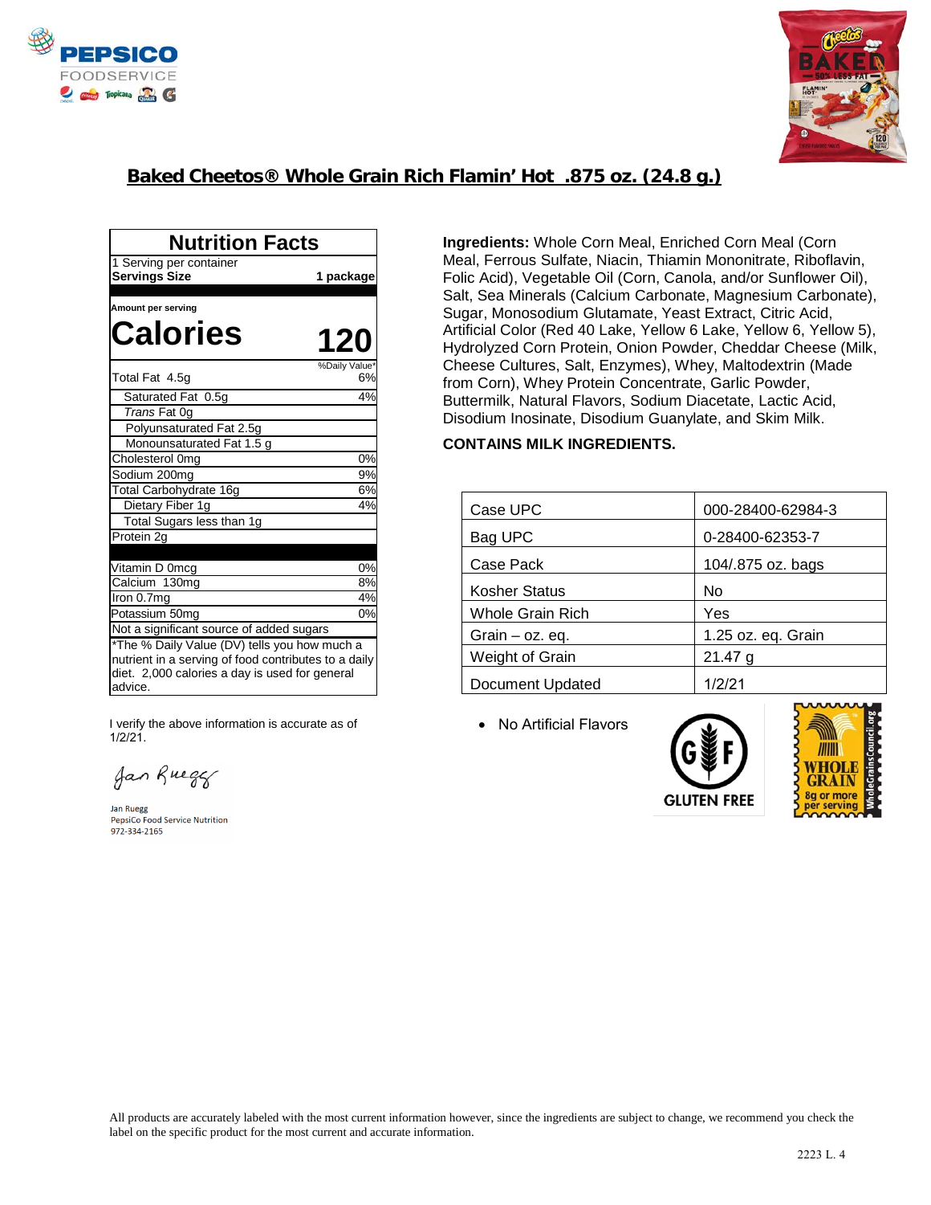## Baked Cheetos® Whole Grain Rich Flamin' Hot .875 oz. (24.8 g.)

| Nutrition Facts | |
|---|---|
| 1 Serving per container | |
| **Servings Size** | **1 package** |
| Amount per serving | |
| **Calories** | **120** |
| | %Daily Value* |
| Total Fat 4.5g | 6% |
| Saturated Fat 0.5g | 4% |
| *Trans* Fat 0g | |
| Polyunsaturated Fat 2.5g | |
| Monounsaturated Fat 1.5 g | |
| Cholesterol 0mg | 0% |
| Sodium 200mg | 9% |
| Total Carbohydrate 16g | 6% |
| Dietary Fiber 1g | 4% |
| Total Sugars less than 1g | |
| Protein 2g | |
| Vitamin D 0mcg | 0% |
| Calcium 130mg | 8% |
| Iron 0.7mg | 4% |
| Potassium 50mg | 0% |
| Not a significant source of added sugars | |
| *The % Daily Value (DV) tells you how much a nutrient in a serving of food contributes to a daily diet. 2,000 calories a day is used for general advice. | |

**Ingredients:** Whole Corn Meal, Enriched Corn Meal (Corn Meal, Ferrous Sulfate, Niacin, Thiamin Mononitrate, Riboflavin, Folic Acid), Vegetable Oil (Corn, Canola, and/or Sunflower Oil), Salt, Sea Minerals (Calcium Carbonate, Magnesium Carbonate), Sugar, Monosodium Glutamate, Yeast Extract, Citric Acid, Artificial Color (Red 40 Lake, Yellow 6 Lake, Yellow 6, Yellow 5), Hydrolyzed Corn Protein, Onion Powder, Cheddar Cheese (Milk, Cheese Cultures, Salt, Enzymes), Whey, Maltodextrin (Made from Corn), Whey Protein Concentrate, Garlic Powder, Buttermilk, Natural Flavors, Sodium Diacetate, Lactic Acid, Disodium Inosinate, Disodium Guanylate, and Skim Milk.

**CONTAINS MILK INGREDIENTS.**

| Case UPC | 000-28400-62984-3 |
|---|---|
| Bag UPC | 0-28400-62353-7 |
| Case Pack | 104/.875 oz. bags |
| Kosher Status | No |
| Whole Grain Rich | Yes |
| Grain – oz. eq. | 1.25 oz. eq. Grain |
| Weight of Grain | 21.47 g |
| Document Updated | 1/2/21 |

- No Artificial Flavors

GLUTEN FREE

WHOLE GRAIN 8g or more per serving WholeGrainsCouncil.org

I verify the above information is accurate as of 1/2/21.

Jan Ruegg
PepsiCo Food Service Nutrition
972-334-2165

All products are accurately labeled with the most current information however, since the ingredients are subject to change, we recommend you check the label on the specific product for the most current and accurate information.

2223 L. 4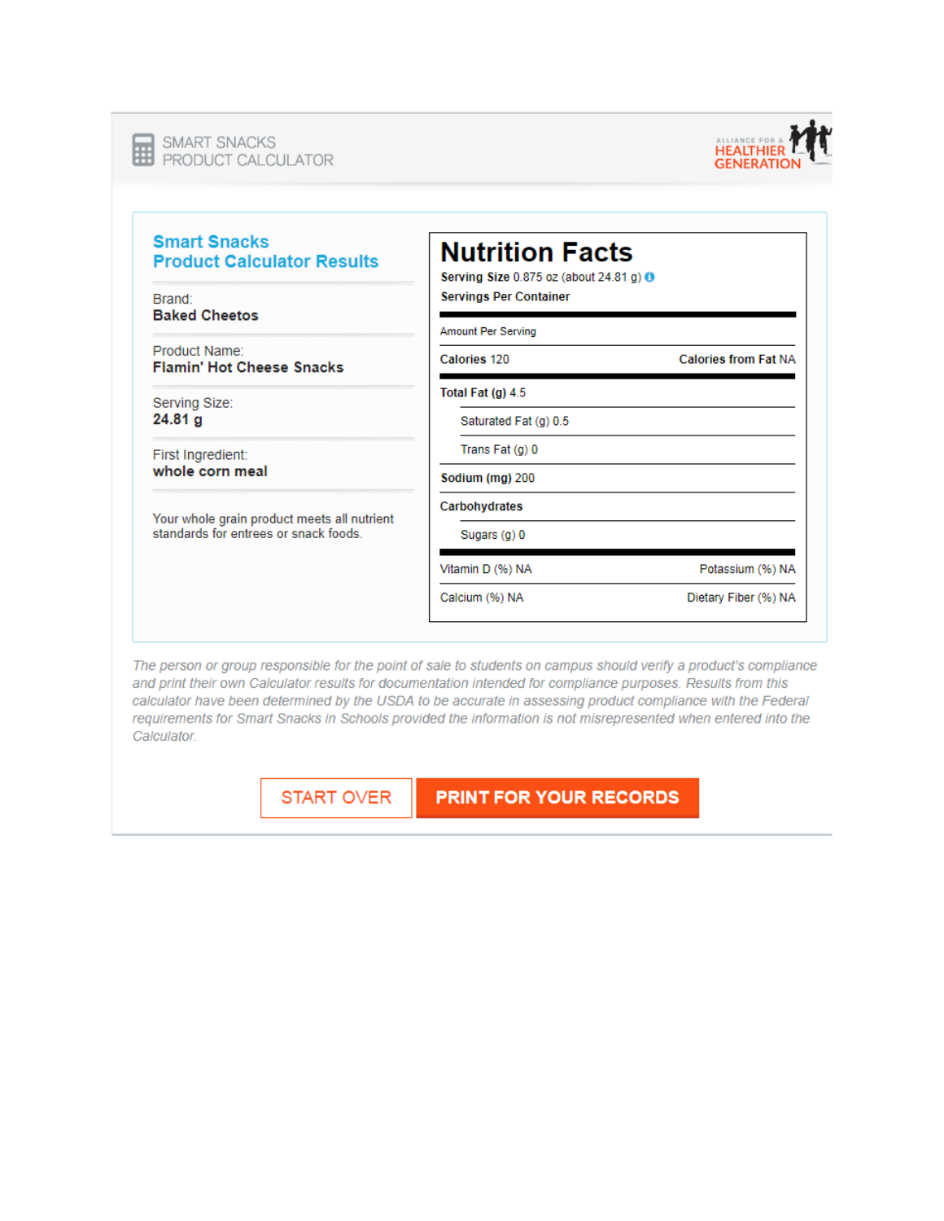SMART SNACKS
PRODUCT CALCULATOR

ALLIANCE FOR A HEALTHIER GENERATION

## Smart Snacks Product Calculator Results

Brand:
**Baked Cheetos**

Product Name:
**Flamin' Hot Cheese Snacks**

Serving Size:
**24.81 g**

First Ingredient:
**whole corn meal**

Your whole grain product meets all nutrient standards for entrees or snack foods.

# Nutrition Facts

**Serving Size** 0.875 oz (about 24.81 g)

**Servings Per Container**

Amount Per Serving

| | |
|---|---|
| **Calories** 120 | **Calories from Fat** NA |
| **Total Fat (g)** 4.5 | |
| Saturated Fat (g) 0.5 | |
| Trans Fat (g) 0 | |
| **Sodium (mg)** 200 | |
| **Carbohydrates** | |
| Sugars (g) 0 | |
| Vitamin D (%) NA | Potassium (%) NA |
| Calcium (%) NA | Dietary Fiber (%) NA |

*The person or group responsible for the point of sale to students on campus should verify a product's compliance and print their own Calculator results for documentation intended for compliance purposes. Results from this calculator have been determined by the USDA to be accurate in assessing product compliance with the Federal requirements for Smart Snacks in Schools provided the information is not misrepresented when entered into the Calculator.*

START OVER | PRINT FOR YOUR RECORDS